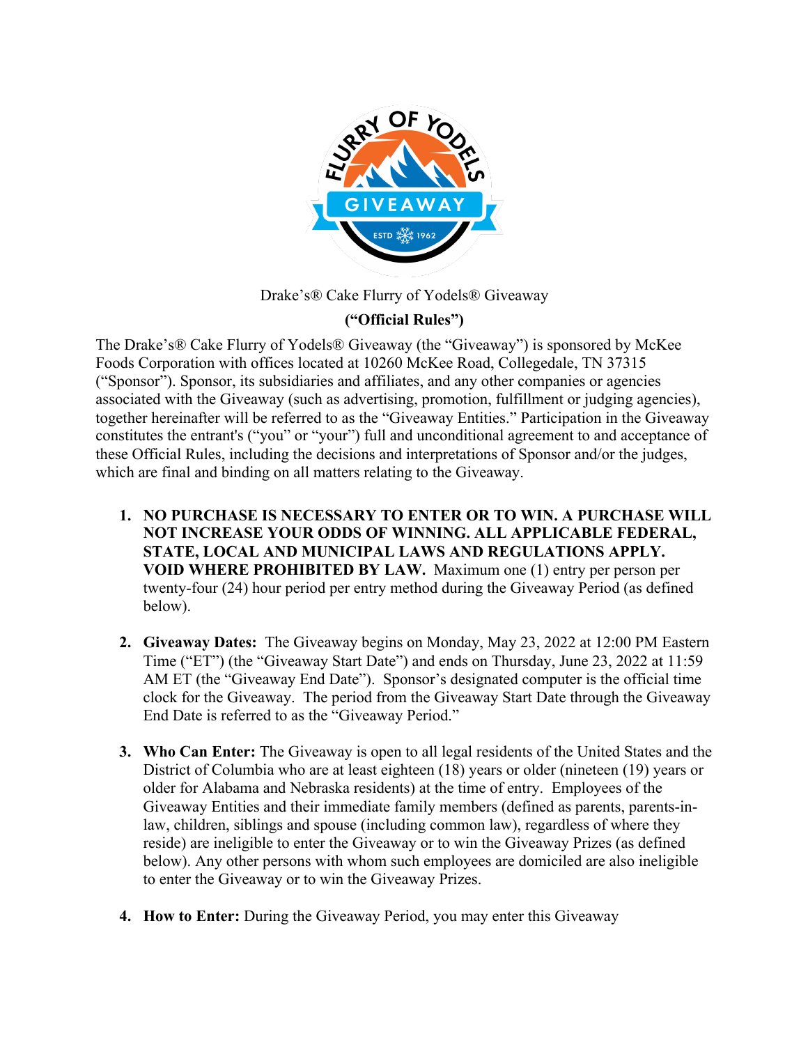Drake's® Cake Flurry of Yodels® Giveaway

**("Official Rules")**

The Drake's® Cake Flurry of Yodels® Giveaway (the "Giveaway") is sponsored by McKee Foods Corporation with offices located at 10260 McKee Road, Collegedale, TN 37315 ("Sponsor"). Sponsor, its subsidiaries and affiliates, and any other companies or agencies associated with the Giveaway (such as advertising, promotion, fulfillment or judging agencies), together hereinafter will be referred to as the "Giveaway Entities." Participation in the Giveaway constitutes the entrant's ("you" or "your") full and unconditional agreement to and acceptance of these Official Rules, including the decisions and interpretations of Sponsor and/or the judges, which are final and binding on all matters relating to the Giveaway.

1. **NO PURCHASE IS NECESSARY TO ENTER OR TO WIN. A PURCHASE WILL NOT INCREASE YOUR ODDS OF WINNING. ALL APPLICABLE FEDERAL, STATE, LOCAL AND MUNICIPAL LAWS AND REGULATIONS APPLY. VOID WHERE PROHIBITED BY LAW.** Maximum one (1) entry per person per twenty-four (24) hour period per entry method during the Giveaway Period (as defined below).

2. **Giveaway Dates:** The Giveaway begins on Monday, May 23, 2022 at 12:00 PM Eastern Time ("ET") (the "Giveaway Start Date") and ends on Thursday, June 23, 2022 at 11:59 AM ET (the "Giveaway End Date"). Sponsor's designated computer is the official time clock for the Giveaway. The period from the Giveaway Start Date through the Giveaway End Date is referred to as the "Giveaway Period."

3. **Who Can Enter:** The Giveaway is open to all legal residents of the United States and the District of Columbia who are at least eighteen (18) years or older (nineteen (19) years or older for Alabama and Nebraska residents) at the time of entry. Employees of the Giveaway Entities and their immediate family members (defined as parents, parents-in-law, children, siblings and spouse (including common law), regardless of where they reside) are ineligible to enter the Giveaway or to win the Giveaway Prizes (as defined below). Any other persons with whom such employees are domiciled are also ineligible to enter the Giveaway or to win the Giveaway Prizes.

4. **How to Enter:** During the Giveaway Period, you may enter this Giveaway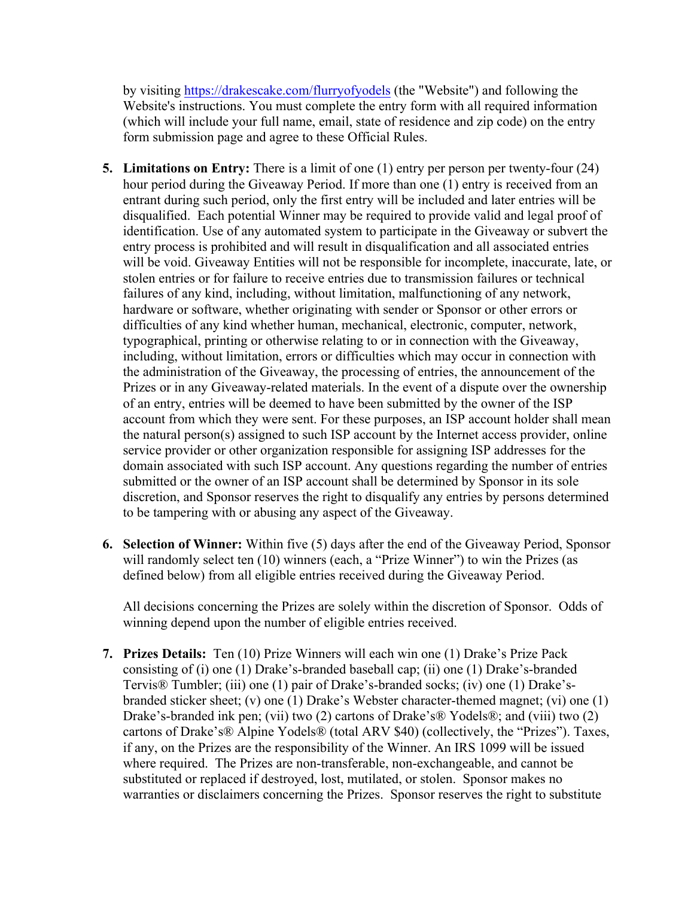by visiting [https://drakescake.com/flurryofyodels](https://drakescake.com/flurryofyodels) (the "Website") and following the Website's instructions. You must complete the entry form with all required information (which will include your full name, email, state of residence and zip code) on the entry form submission page and agree to these Official Rules.

5. **Limitations on Entry:** There is a limit of one (1) entry per person per twenty-four (24) hour period during the Giveaway Period. If more than one (1) entry is received from an entrant during such period, only the first entry will be included and later entries will be disqualified. Each potential Winner may be required to provide valid and legal proof of identification. Use of any automated system to participate in the Giveaway or subvert the entry process is prohibited and will result in disqualification and all associated entries will be void. Giveaway Entities will not be responsible for incomplete, inaccurate, late, or stolen entries or for failure to receive entries due to transmission failures or technical failures of any kind, including, without limitation, malfunctioning of any network, hardware or software, whether originating with sender or Sponsor or other errors or difficulties of any kind whether human, mechanical, electronic, computer, network, typographical, printing or otherwise relating to or in connection with the Giveaway, including, without limitation, errors or difficulties which may occur in connection with the administration of the Giveaway, the processing of entries, the announcement of the Prizes or in any Giveaway-related materials. In the event of a dispute over the ownership of an entry, entries will be deemed to have been submitted by the owner of the ISP account from which they were sent. For these purposes, an ISP account holder shall mean the natural person(s) assigned to such ISP account by the Internet access provider, online service provider or other organization responsible for assigning ISP addresses for the domain associated with such ISP account. Any questions regarding the number of entries submitted or the owner of an ISP account shall be determined by Sponsor in its sole discretion, and Sponsor reserves the right to disqualify any entries by persons determined to be tampering with or abusing any aspect of the Giveaway.

6. **Selection of Winner:** Within five (5) days after the end of the Giveaway Period, Sponsor will randomly select ten (10) winners (each, a "Prize Winner") to win the Prizes (as defined below) from all eligible entries received during the Giveaway Period.

   All decisions concerning the Prizes are solely within the discretion of Sponsor. Odds of winning depend upon the number of eligible entries received.

7. **Prizes Details:** Ten (10) Prize Winners will each win one (1) Drake's Prize Pack consisting of (i) one (1) Drake's-branded baseball cap; (ii) one (1) Drake's-branded Tervis® Tumbler; (iii) one (1) pair of Drake's-branded socks; (iv) one (1) Drake's-branded sticker sheet; (v) one (1) Drake's Webster character-themed magnet; (vi) one (1) Drake's-branded ink pen; (vii) two (2) cartons of Drake's® Yodels®; and (viii) two (2) cartons of Drake's® Alpine Yodels® (total ARV $40) (collectively, the "Prizes"). Taxes, if any, on the Prizes are the responsibility of the Winner. An IRS 1099 will be issued where required. The Prizes are non-transferable, non-exchangeable, and cannot be substituted or replaced if destroyed, lost, mutilated, or stolen. Sponsor makes no warranties or disclaimers concerning the Prizes. Sponsor reserves the right to substitute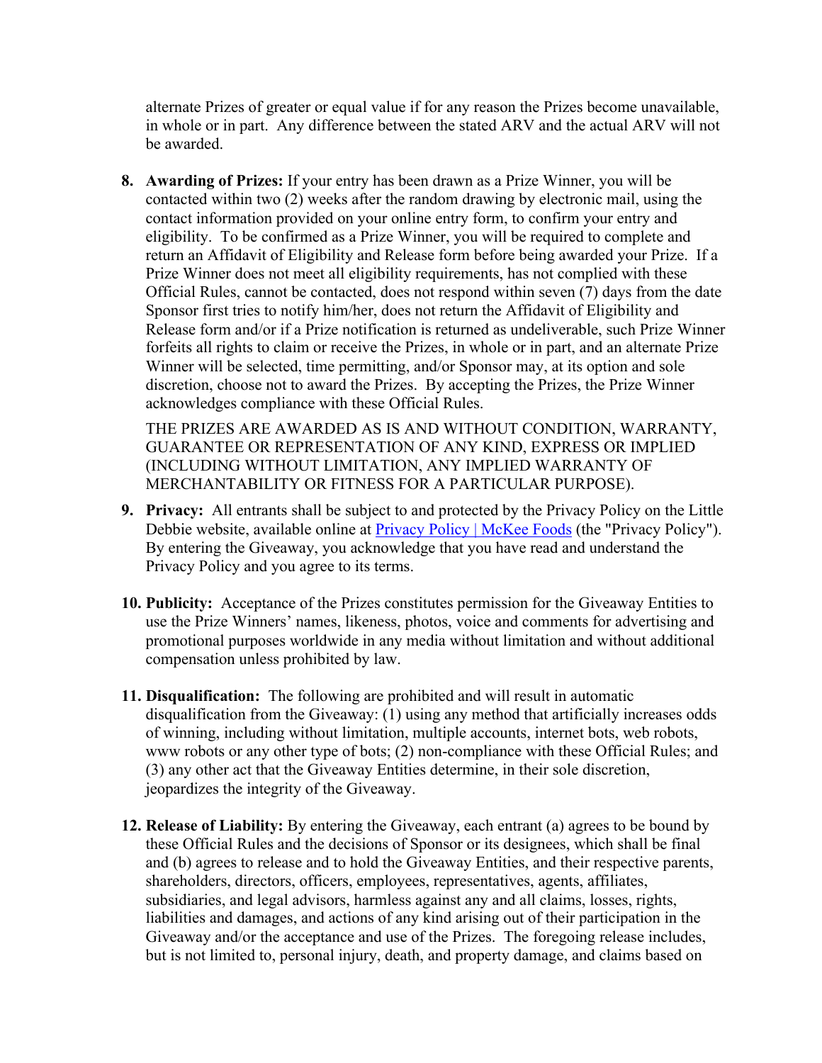alternate Prizes of greater or equal value if for any reason the Prizes become unavailable, in whole or in part. Any difference between the stated ARV and the actual ARV will not be awarded.

8. **Awarding of Prizes:** If your entry has been drawn as a Prize Winner, you will be contacted within two (2) weeks after the random drawing by electronic mail, using the contact information provided on your online entry form, to confirm your entry and eligibility. To be confirmed as a Prize Winner, you will be required to complete and return an Affidavit of Eligibility and Release form before being awarded your Prize. If a Prize Winner does not meet all eligibility requirements, has not complied with these Official Rules, cannot be contacted, does not respond within seven (7) days from the date Sponsor first tries to notify him/her, does not return the Affidavit of Eligibility and Release form and/or if a Prize notification is returned as undeliverable, such Prize Winner forfeits all rights to claim or receive the Prizes, in whole or in part, and an alternate Prize Winner will be selected, time permitting, and/or Sponsor may, at its option and sole discretion, choose not to award the Prizes. By accepting the Prizes, the Prize Winner acknowledges compliance with these Official Rules.

   THE PRIZES ARE AWARDED AS IS AND WITHOUT CONDITION, WARRANTY, GUARANTEE OR REPRESENTATION OF ANY KIND, EXPRESS OR IMPLIED (INCLUDING WITHOUT LIMITATION, ANY IMPLIED WARRANTY OF MERCHANTABILITY OR FITNESS FOR A PARTICULAR PURPOSE).

9. **Privacy:** All entrants shall be subject to and protected by the Privacy Policy on the Little Debbie website, available online at [Privacy Policy | McKee Foods] (the "Privacy Policy"). By entering the Giveaway, you acknowledge that you have read and understand the Privacy Policy and you agree to its terms.

10. **Publicity:** Acceptance of the Prizes constitutes permission for the Giveaway Entities to use the Prize Winners' names, likeness, photos, voice and comments for advertising and promotional purposes worldwide in any media without limitation and without additional compensation unless prohibited by law.

11. **Disqualification:** The following are prohibited and will result in automatic disqualification from the Giveaway: (1) using any method that artificially increases odds of winning, including without limitation, multiple accounts, internet bots, web robots, www robots or any other type of bots; (2) non-compliance with these Official Rules; and (3) any other act that the Giveaway Entities determine, in their sole discretion, jeopardizes the integrity of the Giveaway.

12. **Release of Liability:** By entering the Giveaway, each entrant (a) agrees to be bound by these Official Rules and the decisions of Sponsor or its designees, which shall be final and (b) agrees to release and to hold the Giveaway Entities, and their respective parents, shareholders, directors, officers, employees, representatives, agents, affiliates, subsidiaries, and legal advisors, harmless against any and all claims, losses, rights, liabilities and damages, and actions of any kind arising out of their participation in the Giveaway and/or the acceptance and use of the Prizes. The foregoing release includes, but is not limited to, personal injury, death, and property damage, and claims based on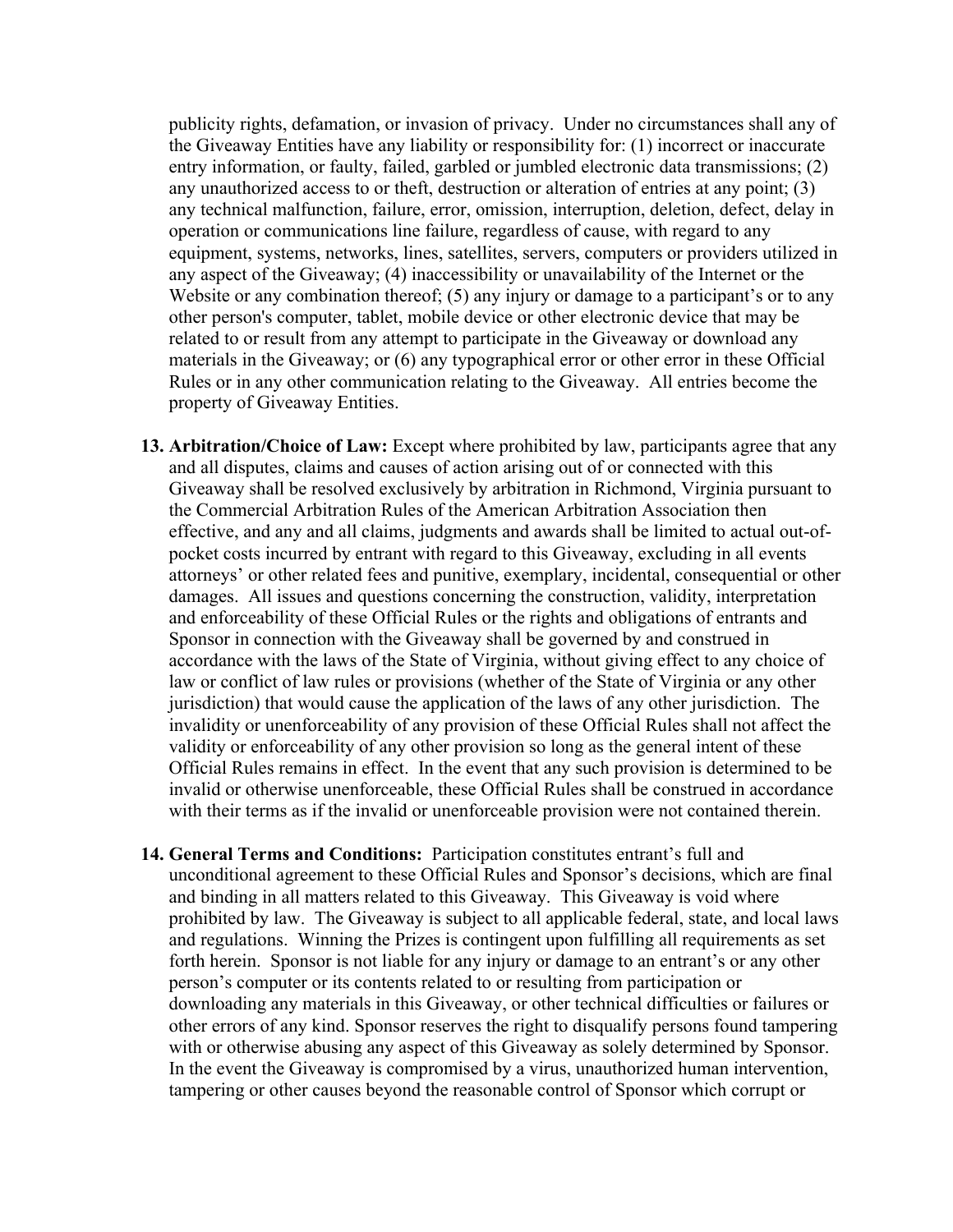publicity rights, defamation, or invasion of privacy. Under no circumstances shall any of the Giveaway Entities have any liability or responsibility for: (1) incorrect or inaccurate entry information, or faulty, failed, garbled or jumbled electronic data transmissions; (2) any unauthorized access to or theft, destruction or alteration of entries at any point; (3) any technical malfunction, failure, error, omission, interruption, deletion, defect, delay in operation or communications line failure, regardless of cause, with regard to any equipment, systems, networks, lines, satellites, servers, computers or providers utilized in any aspect of the Giveaway; (4) inaccessibility or unavailability of the Internet or the Website or any combination thereof; (5) any injury or damage to a participant's or to any other person's computer, tablet, mobile device or other electronic device that may be related to or result from any attempt to participate in the Giveaway or download any materials in the Giveaway; or (6) any typographical error or other error in these Official Rules or in any other communication relating to the Giveaway. All entries become the property of Giveaway Entities.

13. **Arbitration/Choice of Law:** Except where prohibited by law, participants agree that any and all disputes, claims and causes of action arising out of or connected with this Giveaway shall be resolved exclusively by arbitration in Richmond, Virginia pursuant to the Commercial Arbitration Rules of the American Arbitration Association then effective, and any and all claims, judgments and awards shall be limited to actual out-of-pocket costs incurred by entrant with regard to this Giveaway, excluding in all events attorneys' or other related fees and punitive, exemplary, incidental, consequential or other damages. All issues and questions concerning the construction, validity, interpretation and enforceability of these Official Rules or the rights and obligations of entrants and Sponsor in connection with the Giveaway shall be governed by and construed in accordance with the laws of the State of Virginia, without giving effect to any choice of law or conflict of law rules or provisions (whether of the State of Virginia or any other jurisdiction) that would cause the application of the laws of any other jurisdiction. The invalidity or unenforceability of any provision of these Official Rules shall not affect the validity or enforceability of any other provision so long as the general intent of these Official Rules remains in effect. In the event that any such provision is determined to be invalid or otherwise unenforceable, these Official Rules shall be construed in accordance with their terms as if the invalid or unenforceable provision were not contained therein.

14. **General Terms and Conditions:** Participation constitutes entrant's full and unconditional agreement to these Official Rules and Sponsor's decisions, which are final and binding in all matters related to this Giveaway. This Giveaway is void where prohibited by law. The Giveaway is subject to all applicable federal, state, and local laws and regulations. Winning the Prizes is contingent upon fulfilling all requirements as set forth herein. Sponsor is not liable for any injury or damage to an entrant's or any other person's computer or its contents related to or resulting from participation or downloading any materials in this Giveaway, or other technical difficulties or failures or other errors of any kind. Sponsor reserves the right to disqualify persons found tampering with or otherwise abusing any aspect of this Giveaway as solely determined by Sponsor. In the event the Giveaway is compromised by a virus, unauthorized human intervention, tampering or other causes beyond the reasonable control of Sponsor which corrupt or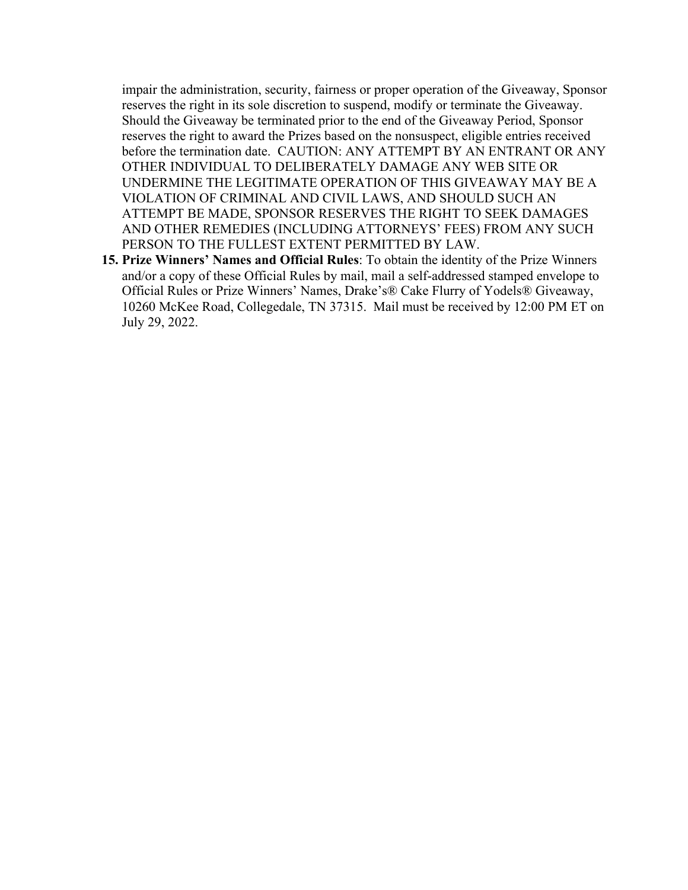impair the administration, security, fairness or proper operation of the Giveaway, Sponsor reserves the right in its sole discretion to suspend, modify or terminate the Giveaway. Should the Giveaway be terminated prior to the end of the Giveaway Period, Sponsor reserves the right to award the Prizes based on the nonsuspect, eligible entries received before the termination date. CAUTION: ANY ATTEMPT BY AN ENTRANT OR ANY OTHER INDIVIDUAL TO DELIBERATELY DAMAGE ANY WEB SITE OR UNDERMINE THE LEGITIMATE OPERATION OF THIS GIVEAWAY MAY BE A VIOLATION OF CRIMINAL AND CIVIL LAWS, AND SHOULD SUCH AN ATTEMPT BE MADE, SPONSOR RESERVES THE RIGHT TO SEEK DAMAGES AND OTHER REMEDIES (INCLUDING ATTORNEYS' FEES) FROM ANY SUCH PERSON TO THE FULLEST EXTENT PERMITTED BY LAW.

15. **Prize Winners' Names and Official Rules**: To obtain the identity of the Prize Winners and/or a copy of these Official Rules by mail, mail a self-addressed stamped envelope to Official Rules or Prize Winners' Names, Drake's® Cake Flurry of Yodels® Giveaway, 10260 McKee Road, Collegedale, TN 37315. Mail must be received by 12:00 PM ET on July 29, 2022.